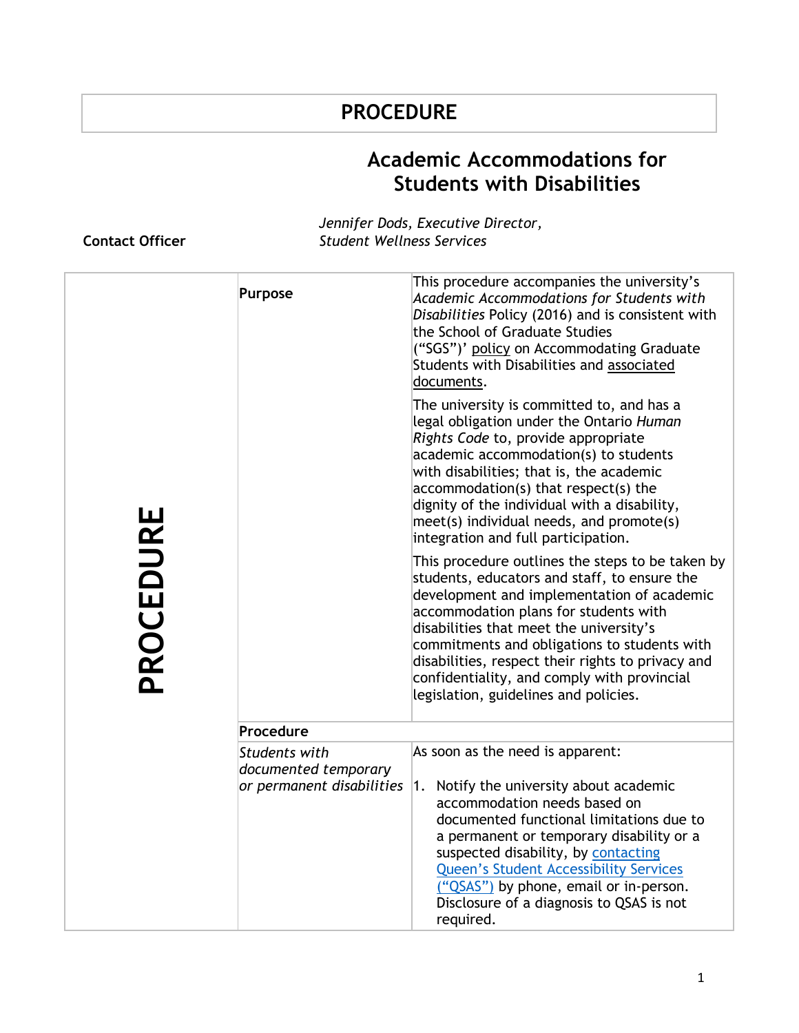# PROCEDURE

## Academic Accommodations for Students with Disabilities

**Contact Officer** *Jennifer Dods, Executive Director, Student Wellness Services*

| PROCEDURE | | |
|---|---|---|
| | **Purpose** | This procedure accompanies the university's *Academic Accommodations for Students with Disabilities* Policy (2016) and is consistent with the School of Graduate Studies ("SGS")' policy on Accommodating Graduate Students with Disabilities and associated documents.<br><br>The university is committed to, and has a legal obligation under the Ontario *Human Rights Code* to, provide appropriate academic accommodation(s) to students with disabilities; that is, the academic accommodation(s) that respect(s) the dignity of the individual with a disability, meet(s) individual needs, and promote(s) integration and full participation.<br><br>This procedure outlines the steps to be taken by students, educators and staff, to ensure the development and implementation of academic accommodation plans for students with disabilities that meet the university's commitments and obligations to students with disabilities, respect their rights to privacy and confidentiality, and comply with provincial legislation, guidelines and policies. |
| | **Procedure** | |
| | *Students with documented temporary or permanent disabilities* | As soon as the need is apparent:<br><br>1. Notify the university about academic accommodation needs based on documented functional limitations due to a permanent or temporary disability or a suspected disability, by contacting Queen's Student Accessibility Services ("QSAS") by phone, email or in-person. Disclosure of a diagnosis to QSAS is not required. |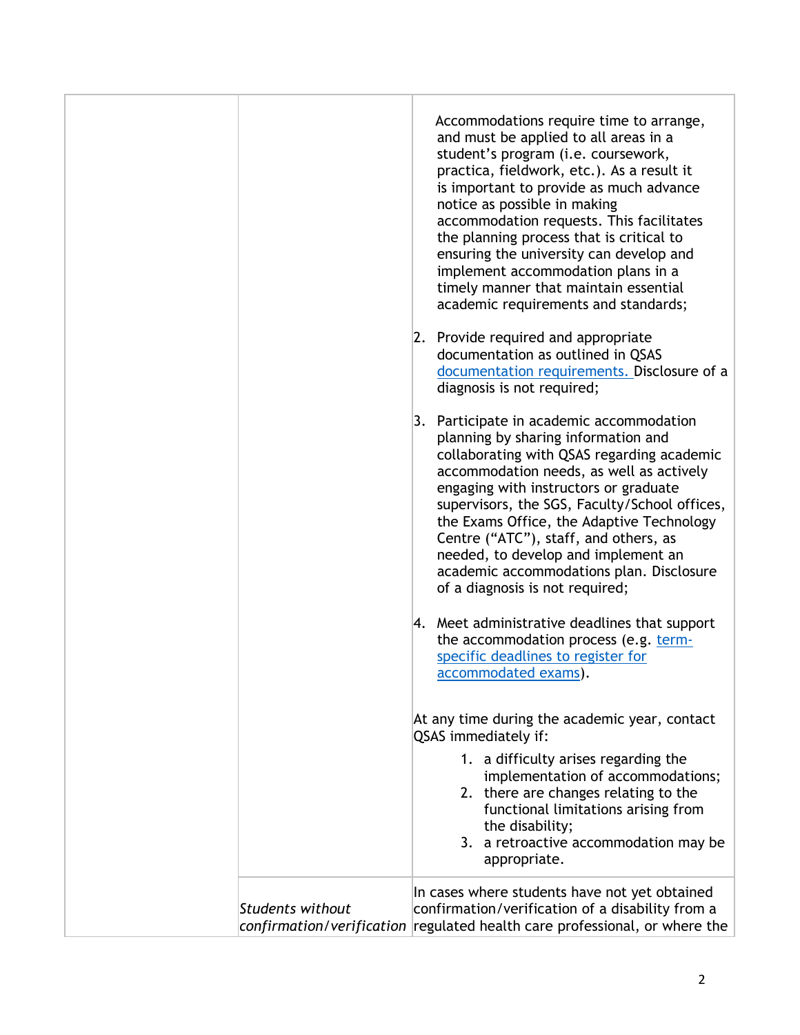| | | |
|---|---|---|
| | | Accommodations require time to arrange, and must be applied to all areas in a student's program (i.e. coursework, practica, fieldwork, etc.). As a result it is important to provide as much advance notice as possible in making accommodation requests. This facilitates the planning process that is critical to ensuring the university can develop and implement accommodation plans in a timely manner that maintain essential academic requirements and standards;<br><br>2. Provide required and appropriate documentation as outlined in QSAS [documentation requirements.](#) Disclosure of a diagnosis is not required;<br><br>3. Participate in academic accommodation planning by sharing information and collaborating with QSAS regarding academic accommodation needs, as well as actively engaging with instructors or graduate supervisors, the SGS, Faculty/School offices, the Exams Office, the Adaptive Technology Centre ("ATC"), staff, and others, as needed, to develop and implement an academic accommodations plan. Disclosure of a diagnosis is not required;<br><br>4. Meet administrative deadlines that support the accommodation process (e.g. [term-specific deadlines to register for accommodated exams](#)).<br><br>At any time during the academic year, contact QSAS immediately if:<br><br>1. a difficulty arises regarding the implementation of accommodations;<br>2. there are changes relating to the functional limitations arising from the disability;<br>3. a retroactive accommodation may be appropriate. |
| | *Students without confirmation/verification* | In cases where students have not yet obtained confirmation/verification of a disability from a regulated health care professional, or where the |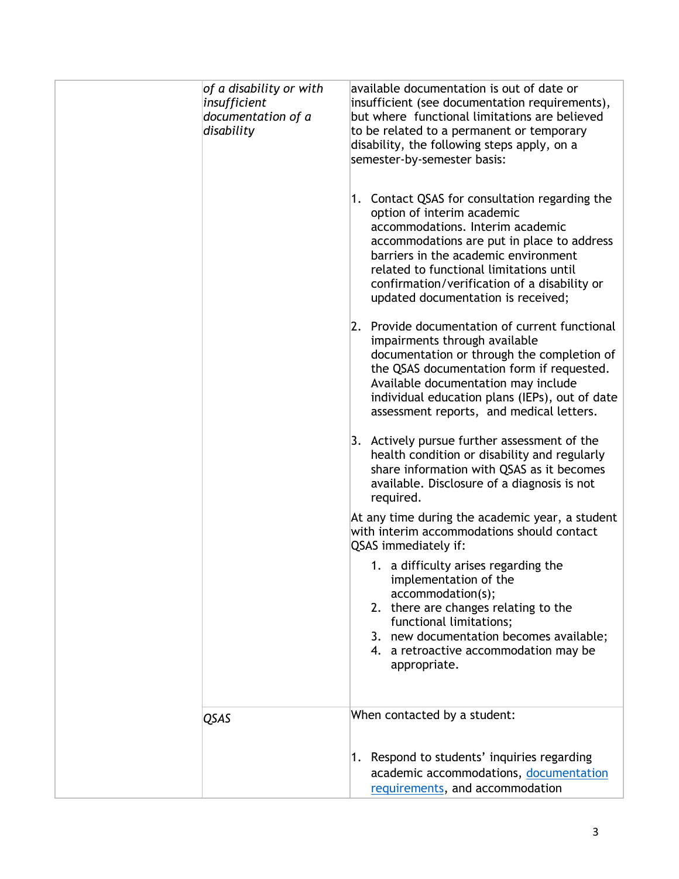| | | |
|---|---|---|
| | *of a disability or with insufficient documentation of a disability* | available documentation is out of date or insufficient (see documentation requirements), but where functional limitations are believed to be related to a permanent or temporary disability, the following steps apply, on a semester-by-semester basis:<br><br>1. Contact QSAS for consultation regarding the option of interim academic accommodations. Interim academic accommodations are put in place to address barriers in the academic environment related to functional limitations until confirmation/verification of a disability or updated documentation is received;<br><br>2. Provide documentation of current functional impairments through available documentation or through the completion of the QSAS documentation form if requested. Available documentation may include individual education plans (IEPs), out of date assessment reports, and medical letters.<br><br>3. Actively pursue further assessment of the health condition or disability and regularly share information with QSAS as it becomes available. Disclosure of a diagnosis is not required.<br><br>At any time during the academic year, a student with interim accommodations should contact QSAS immediately if:<br><br>1. a difficulty arises regarding the implementation of the accommodation(s);<br>2. there are changes relating to the functional limitations;<br>3. new documentation becomes available;<br>4. a retroactive accommodation may be appropriate. |
| | *QSAS* | When contacted by a student:<br><br>1. Respond to students' inquiries regarding academic accommodations, documentation requirements, and accommodation |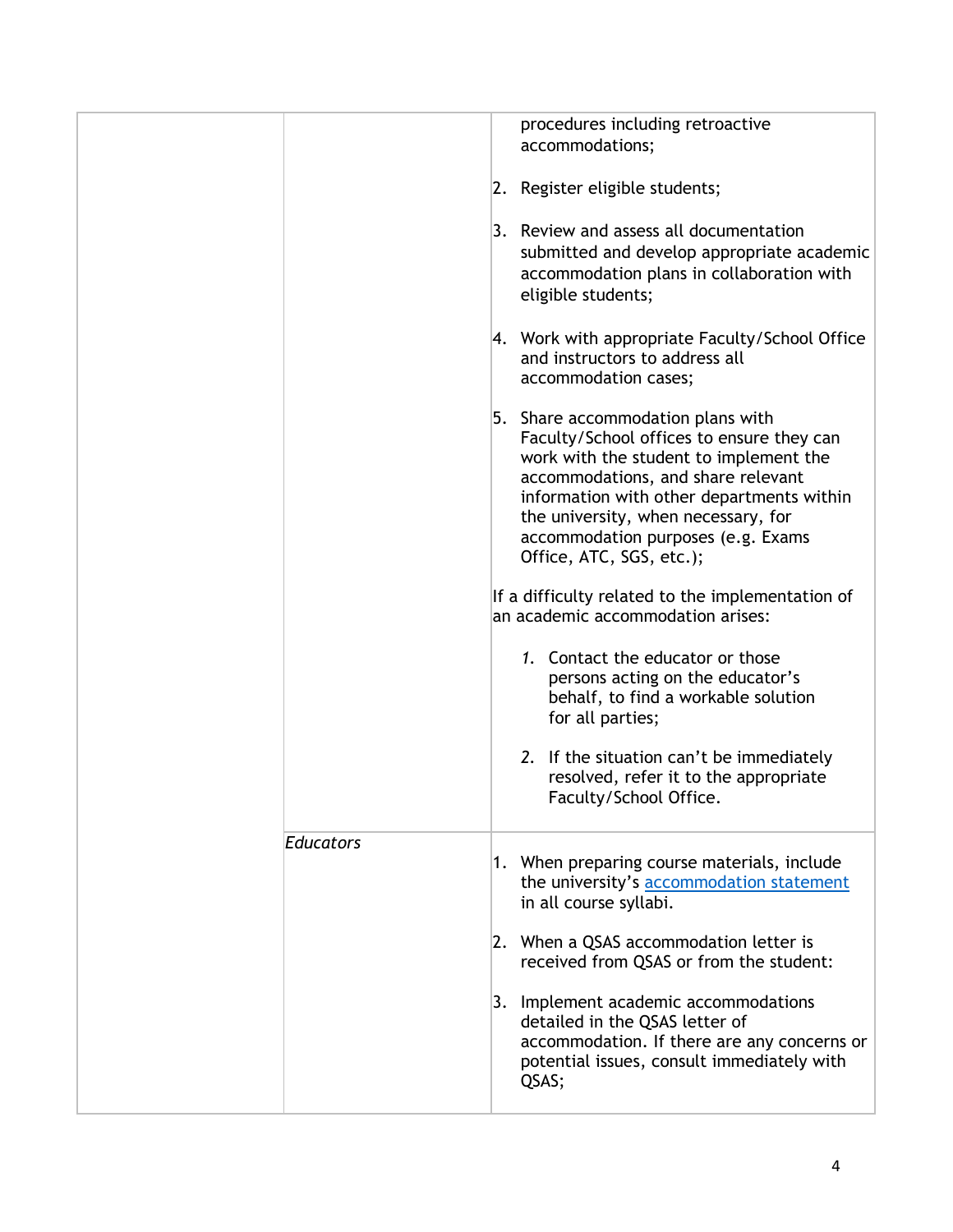| | | |
|---|---|---|
| | | procedures including retroactive accommodations;<br><br>2. Register eligible students;<br><br>3. Review and assess all documentation submitted and develop appropriate academic accommodation plans in collaboration with eligible students;<br><br>4. Work with appropriate Faculty/School Office and instructors to address all accommodation cases;<br><br>5. Share accommodation plans with Faculty/School offices to ensure they can work with the student to implement the accommodations, and share relevant information with other departments within the university, when necessary, for accommodation purposes (e.g. Exams Office, ATC, SGS, etc.);<br><br>If a difficulty related to the implementation of an academic accommodation arises:<br><br>*1.* Contact the educator or those persons acting on the educator's behalf, to find a workable solution for all parties;<br><br>*2.* If the situation can't be immediately resolved, refer it to the appropriate Faculty/School Office. |
| | *Educators* | 1. When preparing course materials, include the university's accommodation statement in all course syllabi.<br><br>2. When a QSAS accommodation letter is received from QSAS or from the student:<br><br>3. Implement academic accommodations detailed in the QSAS letter of accommodation. If there are any concerns or potential issues, consult immediately with QSAS; |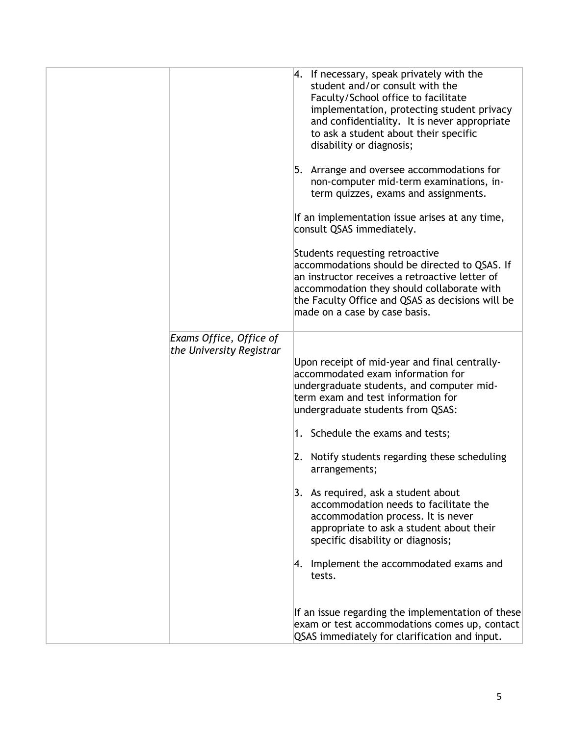|  |  |  |
|---|---|---|
|  |  | 4. If necessary, speak privately with the student and/or consult with the Faculty/School office to facilitate implementation, protecting student privacy and confidentiality. It is never appropriate to ask a student about their specific disability or diagnosis;<br><br>5. Arrange and oversee accommodations for non-computer mid-term examinations, in-term quizzes, exams and assignments.<br><br>If an implementation issue arises at any time, consult QSAS immediately.<br><br>Students requesting retroactive accommodations should be directed to QSAS. If an instructor receives a retroactive letter of accommodation they should collaborate with the Faculty Office and QSAS as decisions will be made on a case by case basis. |
|  | *Exams Office, Office of the University Registrar* | Upon receipt of mid-year and final centrally-accommodated exam information for undergraduate students, and computer mid-term exam and test information for undergraduate students from QSAS:<br><br>1. Schedule the exams and tests;<br><br>2. Notify students regarding these scheduling arrangements;<br><br>3. As required, ask a student about accommodation needs to facilitate the accommodation process. It is never appropriate to ask a student about their specific disability or diagnosis;<br><br>4. Implement the accommodated exams and tests.<br><br>If an issue regarding the implementation of these exam or test accommodations comes up, contact QSAS immediately for clarification and input. |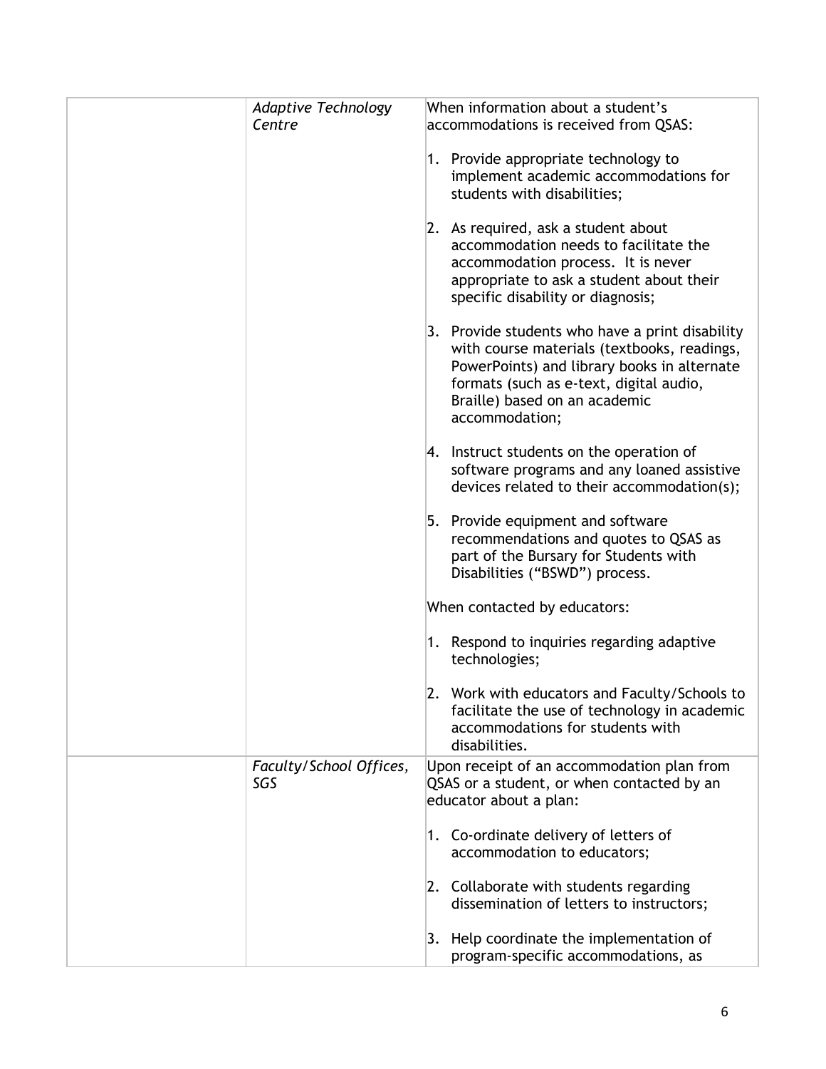| | | |
|---|---|---|
| | *Adaptive Technology Centre* | When information about a student's accommodations is received from QSAS:<br><br>1. Provide appropriate technology to implement academic accommodations for students with disabilities;<br><br>2. As required, ask a student about accommodation needs to facilitate the accommodation process. It is never appropriate to ask a student about their specific disability or diagnosis;<br><br>3. Provide students who have a print disability with course materials (textbooks, readings, PowerPoints) and library books in alternate formats (such as e-text, digital audio, Braille) based on an academic accommodation;<br><br>4. Instruct students on the operation of software programs and any loaned assistive devices related to their accommodation(s);<br><br>5. Provide equipment and software recommendations and quotes to QSAS as part of the Bursary for Students with Disabilities ("BSWD") process.<br><br>When contacted by educators:<br><br>1. Respond to inquiries regarding adaptive technologies;<br><br>2. Work with educators and Faculty/Schools to facilitate the use of technology in academic accommodations for students with disabilities. |
| | *Faculty/School Offices, SGS* | Upon receipt of an accommodation plan from QSAS or a student, or when contacted by an educator about a plan:<br><br>1. Co-ordinate delivery of letters of accommodation to educators;<br><br>2. Collaborate with students regarding dissemination of letters to instructors;<br><br>3. Help coordinate the implementation of program-specific accommodations, as |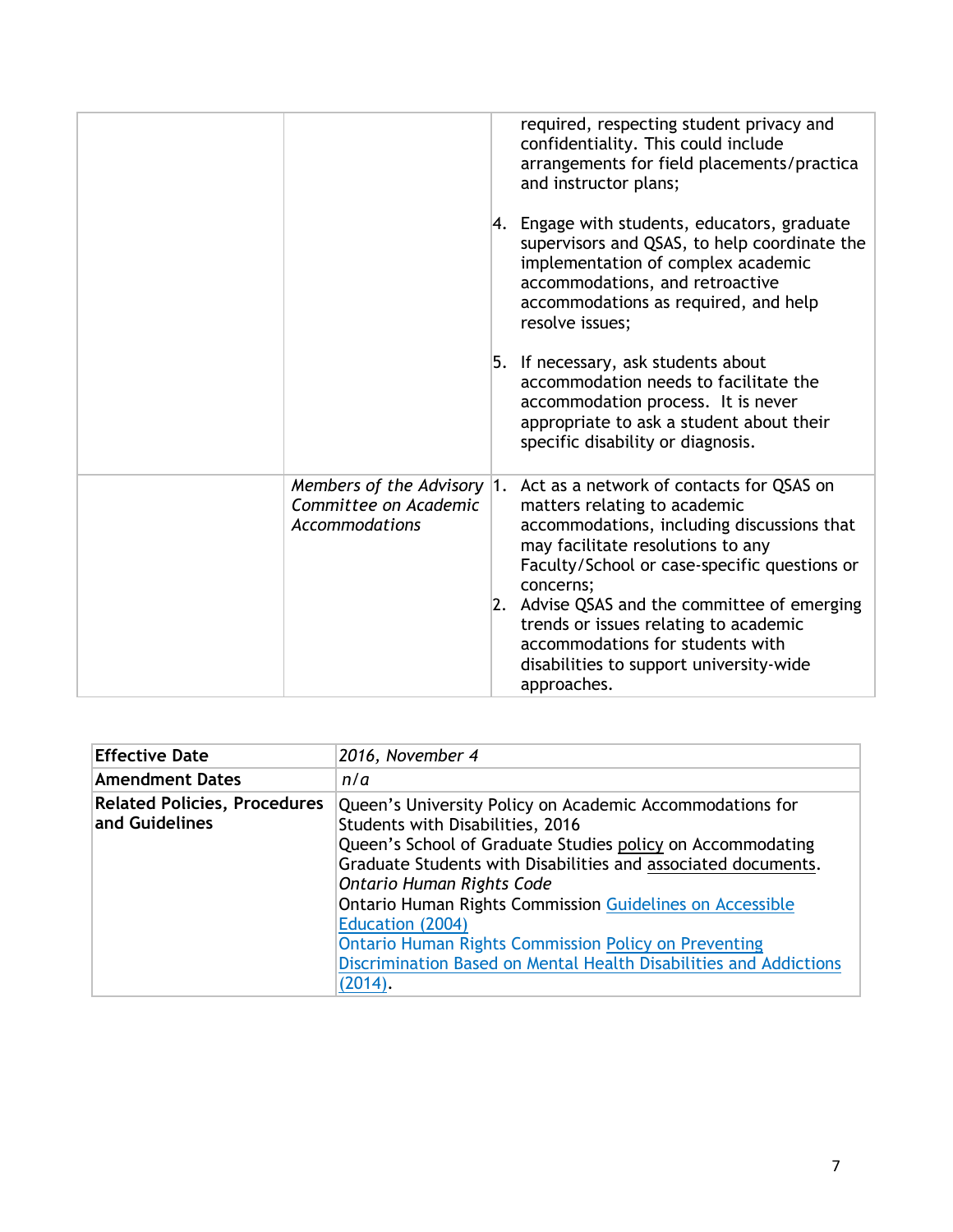| | | |
|---|---|---|
| | | required, respecting student privacy and confidentiality. This could include arrangements for field placements/practica and instructor plans;<br><br>4. Engage with students, educators, graduate supervisors and QSAS, to help coordinate the implementation of complex academic accommodations, and retroactive accommodations as required, and help resolve issues;<br><br>5. If necessary, ask students about accommodation needs to facilitate the accommodation process. It is never appropriate to ask a student about their specific disability or diagnosis. |
| | *Members of the Advisory Committee on Academic Accommodations* | 1. Act as a network of contacts for QSAS on matters relating to academic accommodations, including discussions that may facilitate resolutions to any Faculty/School or case-specific questions or concerns;<br>2. Advise QSAS and the committee of emerging trends or issues relating to academic accommodations for students with disabilities to support university-wide approaches. |

| | |
|---|---|
| **Effective Date** | *2016, November 4* |
| **Amendment Dates** | *n/a* |
| **Related Policies, Procedures and Guidelines** | Queen's University Policy on Academic Accommodations for Students with Disabilities, 2016<br>Queen's School of Graduate Studies policy on Accommodating Graduate Students with Disabilities and associated documents.<br>*Ontario Human Rights Code*<br>Ontario Human Rights Commission Guidelines on Accessible Education (2004)<br>Ontario Human Rights Commission Policy on Preventing Discrimination Based on Mental Health Disabilities and Addictions (2014). |